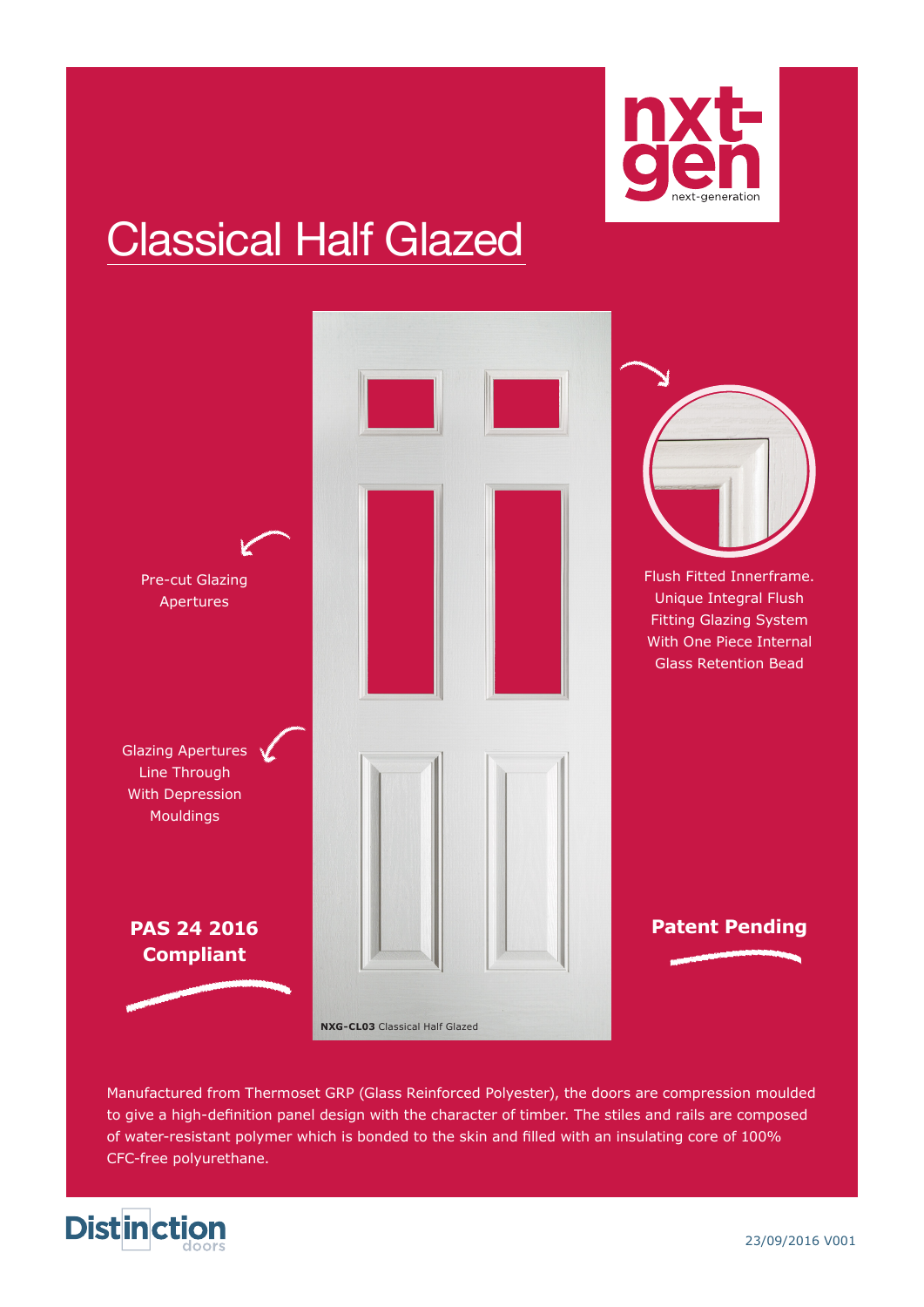nxt-gen next-generation

# Classical Half Glazed

Pre-cut Glazing Apertures

Glazing Apertures Line Through With Depression Mouldings

**PAS 24 2016 Compliant**

NXG-CL03 Classical Half Glazed

Flush Fitted Innerframe. Unique Integral Flush Fitting Glazing System With One Piece Internal Glass Retention Bead

**Patent Pending**

Manufactured from Thermoset GRP (Glass Reinforced Polyester), the doors are compression moulded to give a high-definition panel design with the character of timber. The stiles and rails are composed of water-resistant polymer which is bonded to the skin and filled with an insulating core of 100% CFC-free polyurethane.

Distinction doors

23/09/2016 V001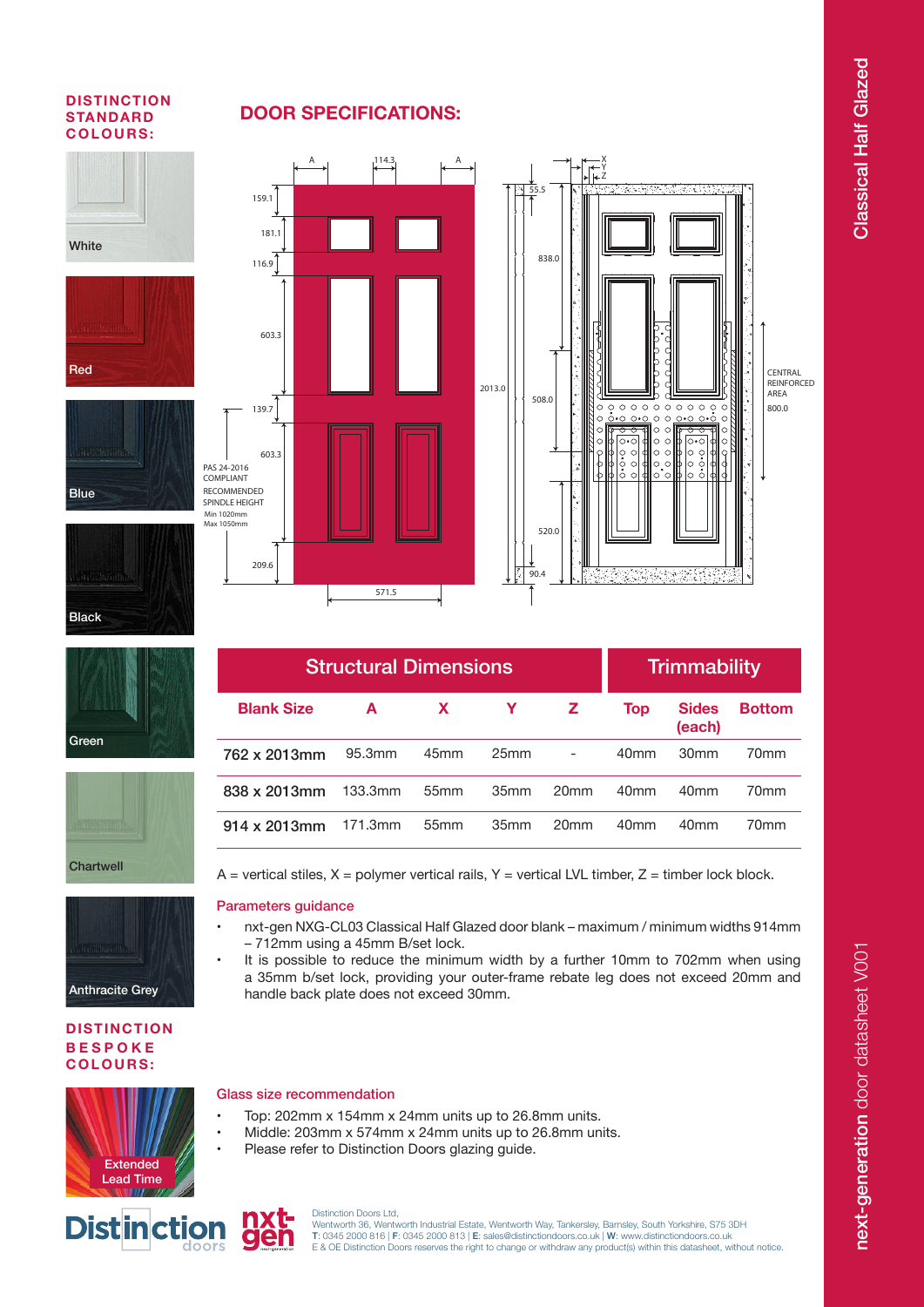## DISTINCTION STANDARD COLOURS:

White

Red

Blue

Black

Green

Chartwell

Anthracite Grey

## DISTINCTION BESPOKE COLOURS:

Extended Lead Time

# DOOR SPECIFICATIONS:

A
114.3
A
159.1
181.1
116.9
603.3
139.7
603.3
209.6
571.5
PAS 24-2016 COMPLIANT
RECOMMENDED SPINDLE HEIGHT
Min 1020mm
Max 1050mm
55.5
838.0
2013.0
508.0
520.0
90.4
X
Y
Z
CENTRAL REINFORCED AREA
800.0

| Structural Dimensions | | | | | Trimmability | | |
|---|---|---|---|---|---|---|---|
| Blank Size | A | X | Y | Z | Top | Sides (each) | Bottom |
| 762 x 2013mm | 95.3mm | 45mm | 25mm | - | 40mm | 30mm | 70mm |
| 838 x 2013mm | 133.3mm | 55mm | 35mm | 20mm | 40mm | 40mm | 70mm |
| 914 x 2013mm | 171.3mm | 55mm | 35mm | 20mm | 40mm | 40mm | 70mm |

A = vertical stiles, X = polymer vertical rails, Y = vertical LVL timber, Z = timber lock block.

### Parameters guidance

- nxt-gen NXG-CL03 Classical Half Glazed door blank – maximum / minimum widths 914mm – 712mm using a 45mm B/set lock.
- It is possible to reduce the minimum width by a further 10mm to 702mm when using a 35mm b/set lock, providing your outer-frame rebate leg does not exceed 20mm and handle back plate does not exceed 30mm.

### Glass size recommendation

- Top: 202mm x 154mm x 24mm units up to 26.8mm units.
- Middle: 203mm x 574mm x 24mm units up to 26.8mm units.
- Please refer to Distinction Doors glazing guide.

Distinction Doors Ltd,
Wentworth 36, Wentworth Industrial Estate, Wentworth Way, Tankersley, Barnsley, South Yorkshire, S75 3DH
T: 0345 2000 816 | F: 0345 2000 813 | E: sales@distinctiondoors.co.uk | W: www.distinctiondoors.co.uk
E & OE Distinction Doors reserves the right to change or withdraw any product(s) within this datasheet, without notice.